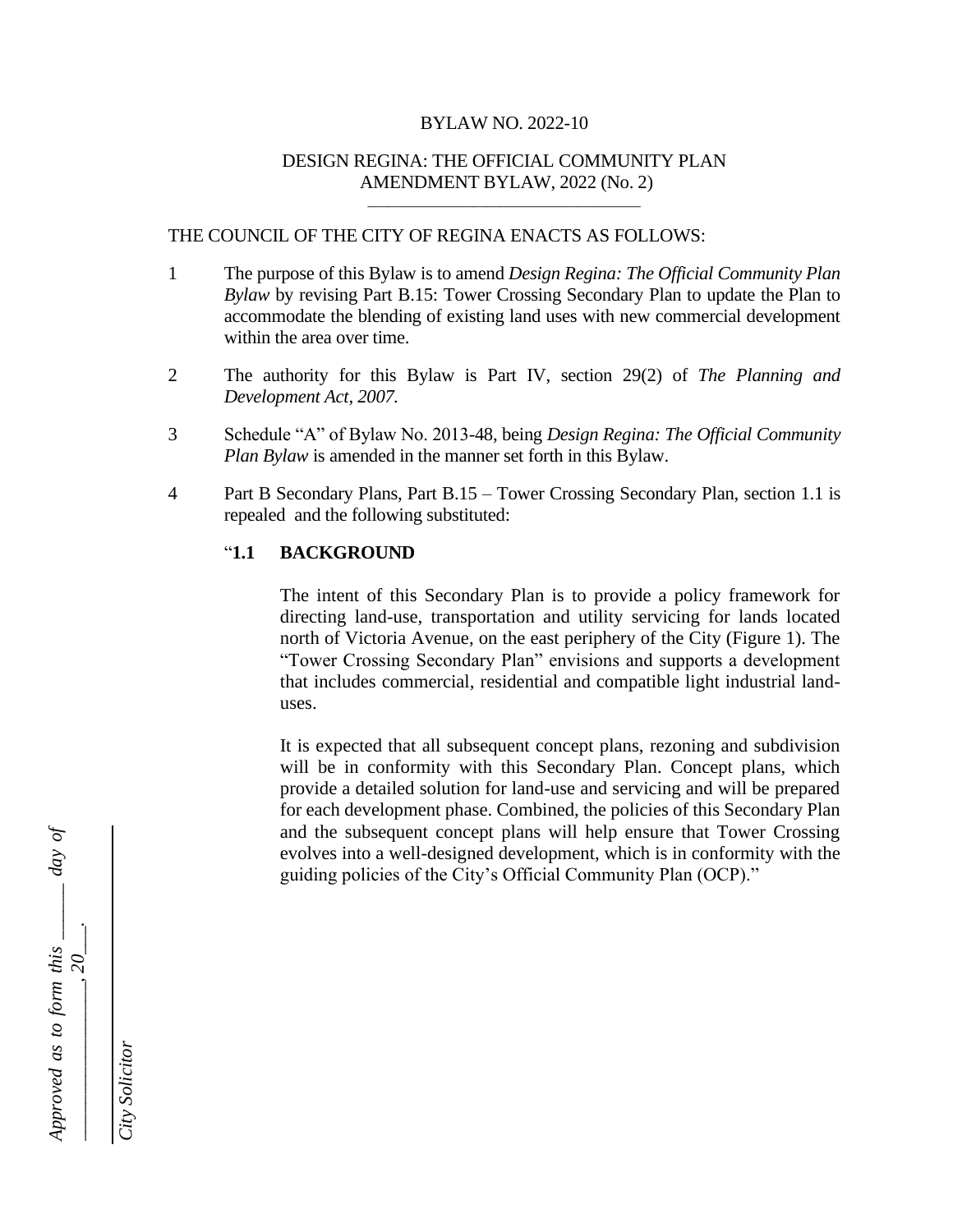BYLAW NO. 2022-10

DESIGN REGINA: THE OFFICIAL COMMUNITY PLAN AMENDMENT BYLAW, 2022 (No. 2)

---

THE COUNCIL OF THE CITY OF REGINA ENACTS AS FOLLOWS:

1 The purpose of this Bylaw is to amend *Design Regina: The Official Community Plan Bylaw* by revising Part B.15: Tower Crossing Secondary Plan to update the Plan to accommodate the blending of existing land uses with new commercial development within the area over time.

2 The authority for this Bylaw is Part IV, section 29(2) of *The Planning and Development Act, 2007.*

3 Schedule "A" of Bylaw No. 2013-48, being *Design Regina: The Official Community Plan Bylaw* is amended in the manner set forth in this Bylaw.

4 Part B Secondary Plans, Part B.15 – Tower Crossing Secondary Plan, section 1.1 is repealed and the following substituted:

"**1.1 BACKGROUND**

The intent of this Secondary Plan is to provide a policy framework for directing land-use, transportation and utility servicing for lands located north of Victoria Avenue, on the east periphery of the City (Figure 1). The "Tower Crossing Secondary Plan" envisions and supports a development that includes commercial, residential and compatible light industrial land-uses.

It is expected that all subsequent concept plans, rezoning and subdivision will be in conformity with this Secondary Plan. Concept plans, which provide a detailed solution for land-use and servicing and will be prepared for each development phase. Combined, the policies of this Secondary Plan and the subsequent concept plans will help ensure that Tower Crossing evolves into a well-designed development, which is in conformity with the guiding policies of the City's Official Community Plan (OCP)."

*Approved as to form this \_\_\_\_\_ day of \_\_\_\_\_\_\_\_\_\_\_\_\_\_, 20\_\_\_.*

*City Solicitor*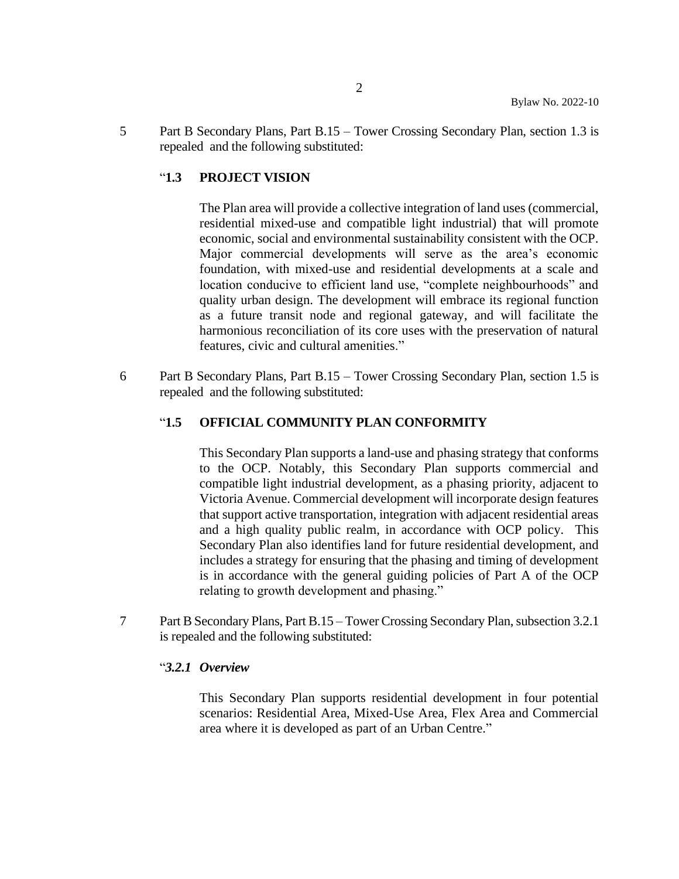5 Part B Secondary Plans, Part B.15 – Tower Crossing Secondary Plan, section 1.3 is repealed and the following substituted:

"**1.3 PROJECT VISION**

The Plan area will provide a collective integration of land uses (commercial, residential mixed-use and compatible light industrial) that will promote economic, social and environmental sustainability consistent with the OCP. Major commercial developments will serve as the area's economic foundation, with mixed-use and residential developments at a scale and location conducive to efficient land use, "complete neighbourhoods" and quality urban design. The development will embrace its regional function as a future transit node and regional gateway, and will facilitate the harmonious reconciliation of its core uses with the preservation of natural features, civic and cultural amenities."

6 Part B Secondary Plans, Part B.15 – Tower Crossing Secondary Plan, section 1.5 is repealed and the following substituted:

"**1.5 OFFICIAL COMMUNITY PLAN CONFORMITY**

This Secondary Plan supports a land-use and phasing strategy that conforms to the OCP. Notably, this Secondary Plan supports commercial and compatible light industrial development, as a phasing priority, adjacent to Victoria Avenue. Commercial development will incorporate design features that support active transportation, integration with adjacent residential areas and a high quality public realm, in accordance with OCP policy. This Secondary Plan also identifies land for future residential development, and includes a strategy for ensuring that the phasing and timing of development is in accordance with the general guiding policies of Part A of the OCP relating to growth development and phasing."

7 Part B Secondary Plans, Part B.15 – Tower Crossing Secondary Plan, subsection 3.2.1 is repealed and the following substituted:

"***3.2.1 Overview***

This Secondary Plan supports residential development in four potential scenarios: Residential Area, Mixed-Use Area, Flex Area and Commercial area where it is developed as part of an Urban Centre."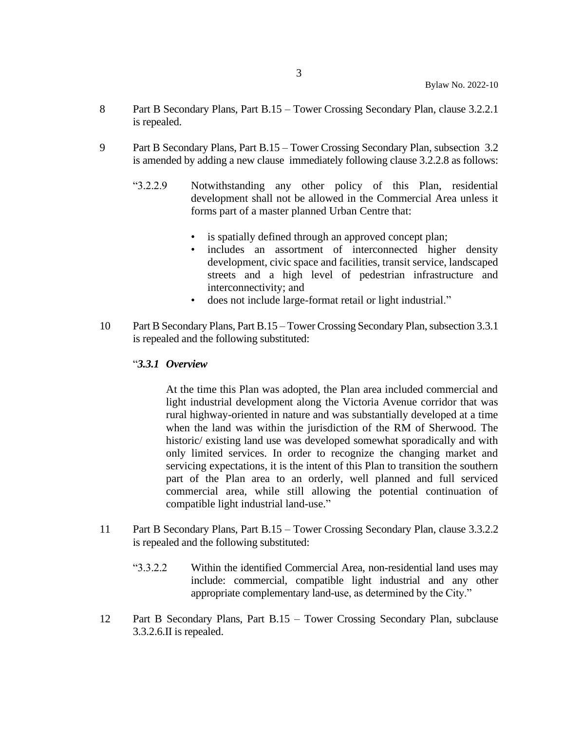8 Part B Secondary Plans, Part B.15 – Tower Crossing Secondary Plan, clause 3.2.2.1 is repealed.

9 Part B Secondary Plans, Part B.15 – Tower Crossing Secondary Plan, subsection 3.2 is amended by adding a new clause immediately following clause 3.2.2.8 as follows:

> "3.2.2.9 Notwithstanding any other policy of this Plan, residential development shall not be allowed in the Commercial Area unless it forms part of a master planned Urban Centre that:
>
> - is spatially defined through an approved concept plan;
> - includes an assortment of interconnected higher density development, civic space and facilities, transit service, landscaped streets and a high level of pedestrian infrastructure and interconnectivity; and
> - does not include large-format retail or light industrial."

10 Part B Secondary Plans, Part B.15 – Tower Crossing Secondary Plan, subsection 3.3.1 is repealed and the following substituted:

> "***3.3.1 Overview***
>
> At the time this Plan was adopted, the Plan area included commercial and light industrial development along the Victoria Avenue corridor that was rural highway-oriented in nature and was substantially developed at a time when the land was within the jurisdiction of the RM of Sherwood. The historic/ existing land use was developed somewhat sporadically and with only limited services. In order to recognize the changing market and servicing expectations, it is the intent of this Plan to transition the southern part of the Plan area to an orderly, well planned and full serviced commercial area, while still allowing the potential continuation of compatible light industrial land-use."

11 Part B Secondary Plans, Part B.15 – Tower Crossing Secondary Plan, clause 3.3.2.2 is repealed and the following substituted:

> "3.3.2.2 Within the identified Commercial Area, non-residential land uses may include: commercial, compatible light industrial and any other appropriate complementary land-use, as determined by the City."

12 Part B Secondary Plans, Part B.15 – Tower Crossing Secondary Plan, subclause 3.3.2.6.II is repealed.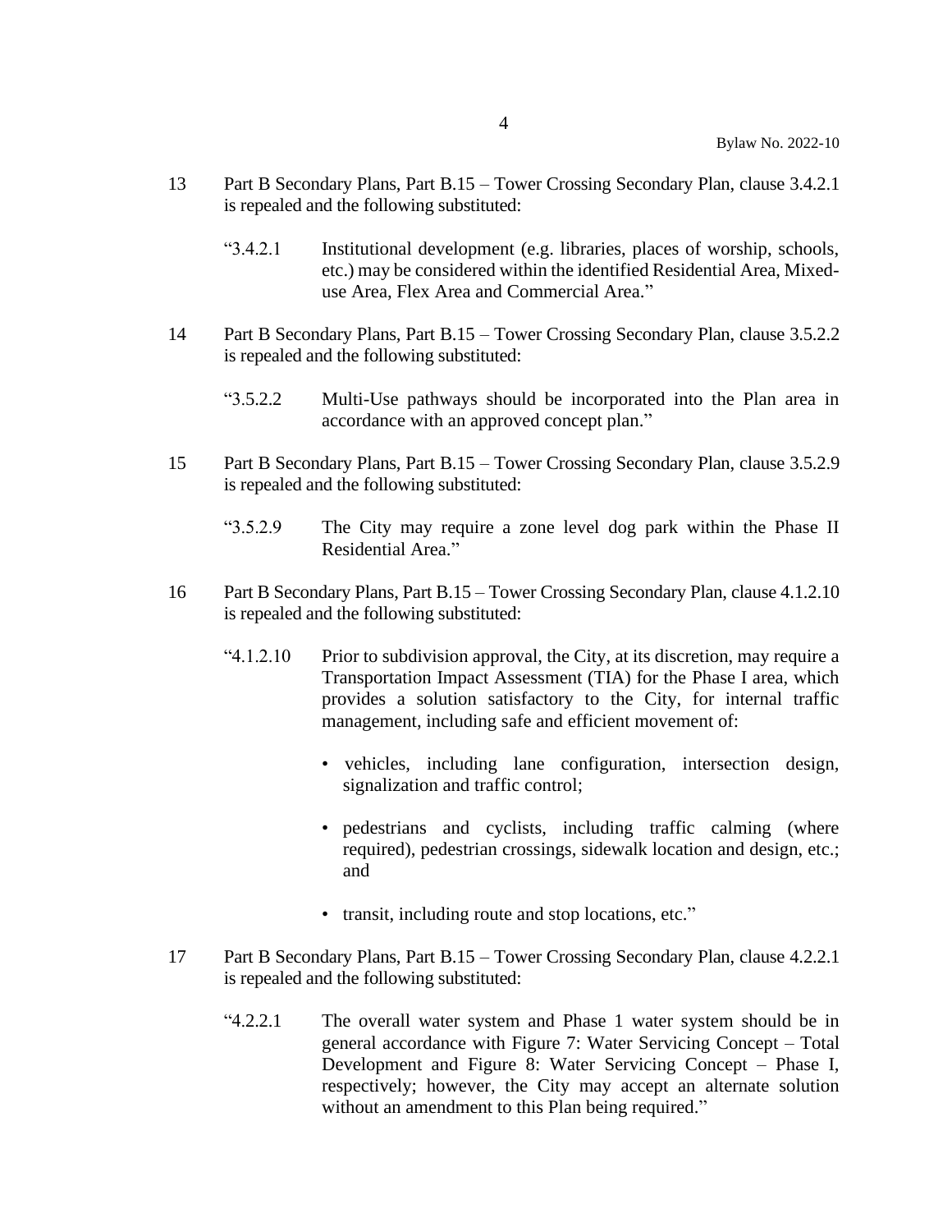13 Part B Secondary Plans, Part B.15 – Tower Crossing Secondary Plan, clause 3.4.2.1 is repealed and the following substituted:

> "3.4.2.1 Institutional development (e.g. libraries, places of worship, schools, etc.) may be considered within the identified Residential Area, Mixed-use Area, Flex Area and Commercial Area."

14 Part B Secondary Plans, Part B.15 – Tower Crossing Secondary Plan, clause 3.5.2.2 is repealed and the following substituted:

> "3.5.2.2 Multi-Use pathways should be incorporated into the Plan area in accordance with an approved concept plan."

15 Part B Secondary Plans, Part B.15 – Tower Crossing Secondary Plan, clause 3.5.2.9 is repealed and the following substituted:

> "3.5.2.9 The City may require a zone level dog park within the Phase II Residential Area."

16 Part B Secondary Plans, Part B.15 – Tower Crossing Secondary Plan, clause 4.1.2.10 is repealed and the following substituted:

> "4.1.2.10 Prior to subdivision approval, the City, at its discretion, may require a Transportation Impact Assessment (TIA) for the Phase I area, which provides a solution satisfactory to the City, for internal traffic management, including safe and efficient movement of:
>
> - vehicles, including lane configuration, intersection design, signalization and traffic control;
> - pedestrians and cyclists, including traffic calming (where required), pedestrian crossings, sidewalk location and design, etc.; and
> - transit, including route and stop locations, etc."

17 Part B Secondary Plans, Part B.15 – Tower Crossing Secondary Plan, clause 4.2.2.1 is repealed and the following substituted:

> "4.2.2.1 The overall water system and Phase 1 water system should be in general accordance with Figure 7: Water Servicing Concept – Total Development and Figure 8: Water Servicing Concept – Phase I, respectively; however, the City may accept an alternate solution without an amendment to this Plan being required."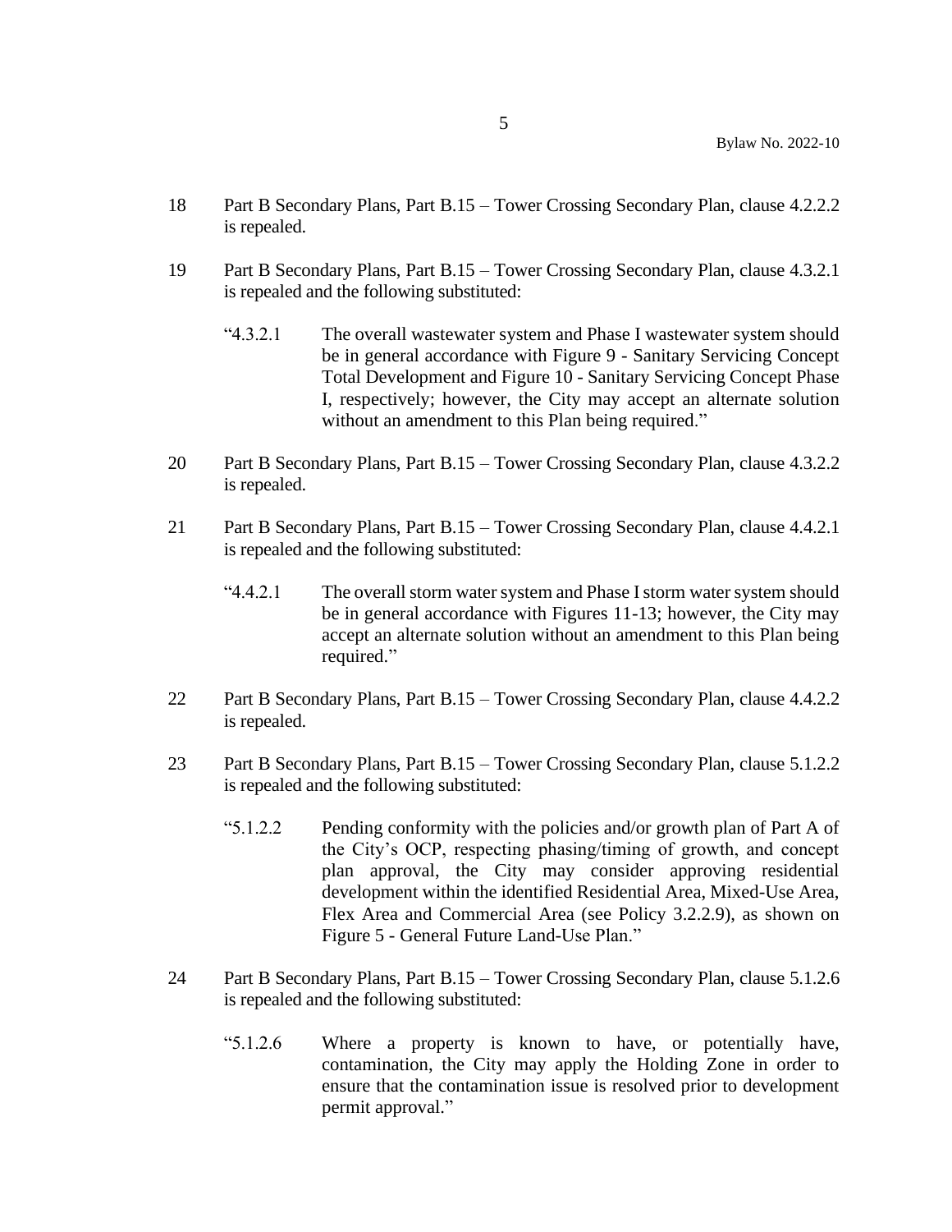18 Part B Secondary Plans, Part B.15 – Tower Crossing Secondary Plan, clause 4.2.2.2 is repealed.

19 Part B Secondary Plans, Part B.15 – Tower Crossing Secondary Plan, clause 4.3.2.1 is repealed and the following substituted:

> "4.3.2.1 The overall wastewater system and Phase I wastewater system should be in general accordance with Figure 9 - Sanitary Servicing Concept Total Development and Figure 10 - Sanitary Servicing Concept Phase I, respectively; however, the City may accept an alternate solution without an amendment to this Plan being required."

20 Part B Secondary Plans, Part B.15 – Tower Crossing Secondary Plan, clause 4.3.2.2 is repealed.

21 Part B Secondary Plans, Part B.15 – Tower Crossing Secondary Plan, clause 4.4.2.1 is repealed and the following substituted:

> "4.4.2.1 The overall storm water system and Phase I storm water system should be in general accordance with Figures 11-13; however, the City may accept an alternate solution without an amendment to this Plan being required."

22 Part B Secondary Plans, Part B.15 – Tower Crossing Secondary Plan, clause 4.4.2.2 is repealed.

23 Part B Secondary Plans, Part B.15 – Tower Crossing Secondary Plan, clause 5.1.2.2 is repealed and the following substituted:

> "5.1.2.2 Pending conformity with the policies and/or growth plan of Part A of the City's OCP, respecting phasing/timing of growth, and concept plan approval, the City may consider approving residential development within the identified Residential Area, Mixed-Use Area, Flex Area and Commercial Area (see Policy 3.2.2.9), as shown on Figure 5 - General Future Land-Use Plan."

24 Part B Secondary Plans, Part B.15 – Tower Crossing Secondary Plan, clause 5.1.2.6 is repealed and the following substituted:

> "5.1.2.6 Where a property is known to have, or potentially have, contamination, the City may apply the Holding Zone in order to ensure that the contamination issue is resolved prior to development permit approval."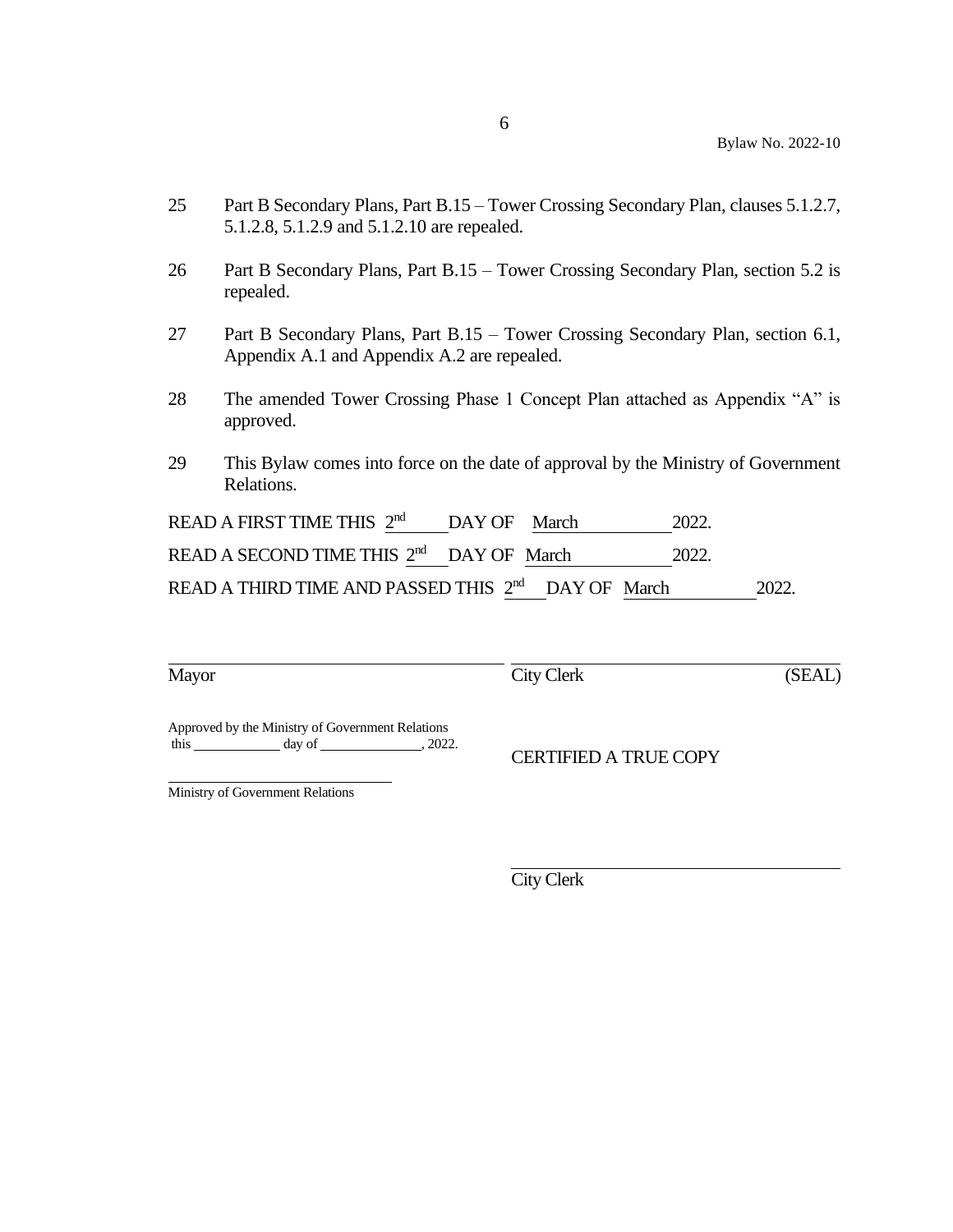25 Part B Secondary Plans, Part B.15 – Tower Crossing Secondary Plan, clauses 5.1.2.7, 5.1.2.8, 5.1.2.9 and 5.1.2.10 are repealed.

26 Part B Secondary Plans, Part B.15 – Tower Crossing Secondary Plan, section 5.2 is repealed.

27 Part B Secondary Plans, Part B.15 – Tower Crossing Secondary Plan, section 6.1, Appendix A.1 and Appendix A.2 are repealed.

28 The amended Tower Crossing Phase 1 Concept Plan attached as Appendix "A" is approved.

29 This Bylaw comes into force on the date of approval by the Ministry of Government Relations.

READ A FIRST TIME THIS 2nd DAY OF March 2022.

READ A SECOND TIME THIS 2nd DAY OF March 2022.

READ A THIRD TIME AND PASSED THIS 2nd DAY OF March 2022.

______________________________ ______________________________

Mayor City Clerk (SEAL)

Approved by the Ministry of Government Relations
this __________ day of ____________, 2022.

______________________________
Ministry of Government Relations

CERTIFIED A TRUE COPY

______________________________
City Clerk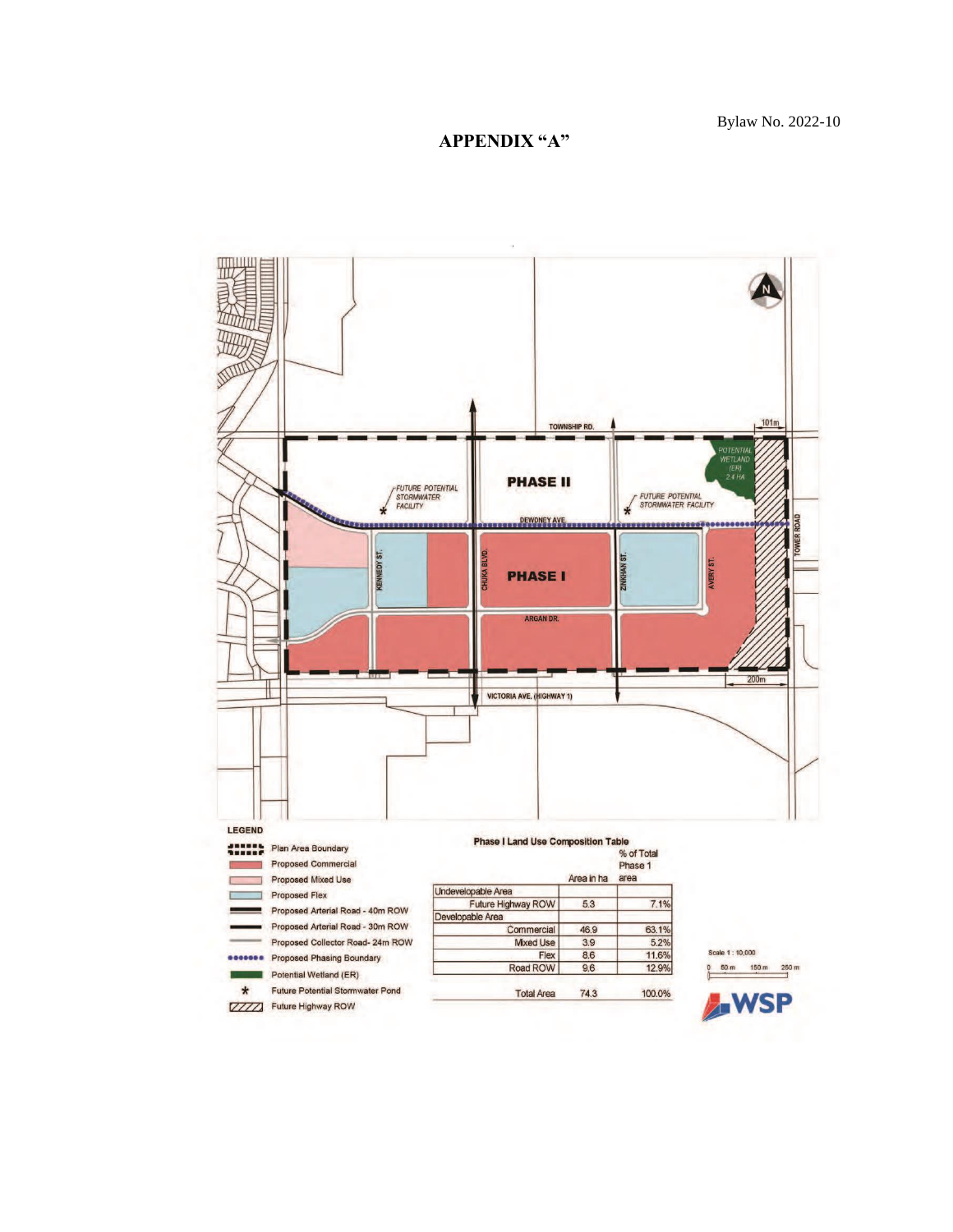Bylaw No. 2022-10

# APPENDIX "A"

TOWNSHIP RD.

PHASE II

FUTURE POTENTIAL STORMWATER FACILITY

FUTURE POTENTIAL STORMWATER FACILITY

POTENTIAL WETLAND (ER) 2.4 HA

101m

DEWDNEY AVE.

TOWER ROAD

KENNEDY ST.

CHUKA BLVD.

PHASE I

ZINKHAN ST.

AVERY ST.

ARGAN DR.

200m

VICTORIA AVE. (HIGHWAY 1)

**LEGEND**

- Plan Area Boundary
- Proposed Commercial
- Proposed Mixed Use
- Proposed Flex
- Proposed Arterial Road - 40m ROW
- Proposed Arterial Road - 30m ROW
- Proposed Collector Road- 24m ROW
- Proposed Phasing Boundary
- Potential Wetland (ER)
- * Future Potential Stormwater Pond
- Future Highway ROW

**Phase I Land Use Composition Table**

| | Area in ha | % of Total Phase 1 area |
|---|---|---|
| Undevelopable Area | | |
| Future Highway ROW | 5.3 | 7.1% |
| Developable Area | | |
| Commercial | 46.9 | 63.1% |
| Mixed Use | 3.9 | 5.2% |
| Flex | 8.6 | 11.6% |
| Road ROW | 9.6 | 12.9% |
| Total Area | 74.3 | 100.0% |

Scale 1 : 10,000

0 50 m 150 m 250 m

WSP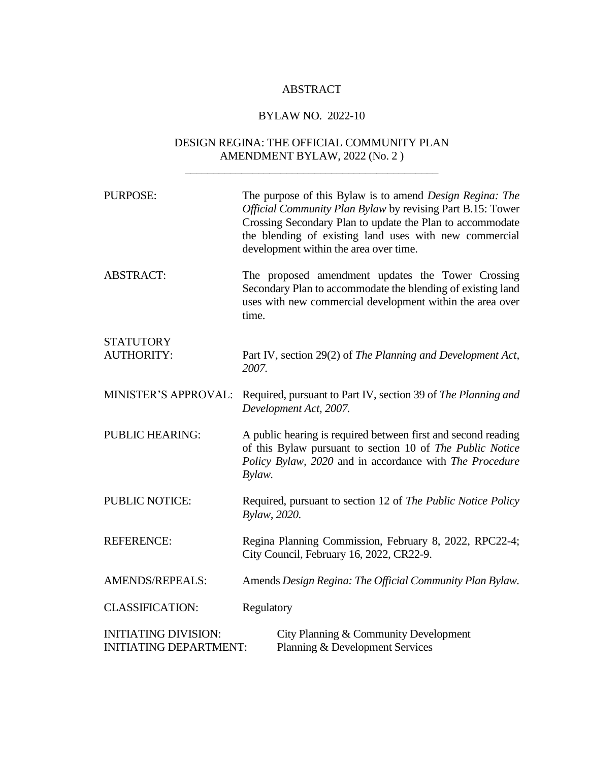# ABSTRACT

## BYLAW NO. 2022-10

## DESIGN REGINA: THE OFFICIAL COMMUNITY PLAN AMENDMENT BYLAW, 2022 (No. 2 )

---

| | |
|---|---|
| PURPOSE: | The purpose of this Bylaw is to amend *Design Regina: The Official Community Plan Bylaw* by revising Part B.15: Tower Crossing Secondary Plan to update the Plan to accommodate the blending of existing land uses with new commercial development within the area over time. |
| ABSTRACT: | The proposed amendment updates the Tower Crossing Secondary Plan to accommodate the blending of existing land uses with new commercial development within the area over time. |
| STATUTORY AUTHORITY: | Part IV, section 29(2) of *The Planning and Development Act, 2007.* |
| MINISTER'S APPROVAL: | Required, pursuant to Part IV, section 39 of *The Planning and Development Act, 2007.* |
| PUBLIC HEARING: | A public hearing is required between first and second reading of this Bylaw pursuant to section 10 of *The Public Notice Policy Bylaw, 2020* and in accordance with *The Procedure Bylaw.* |
| PUBLIC NOTICE: | Required, pursuant to section 12 of *The Public Notice Policy Bylaw, 2020.* |
| REFERENCE: | Regina Planning Commission, February 8, 2022, RPC22-4; City Council, February 16, 2022, CR22-9. |
| AMENDS/REPEALS: | Amends *Design Regina: The Official Community Plan Bylaw.* |
| CLASSIFICATION: | Regulatory |
| INITIATING DIVISION: | City Planning & Community Development |
| INITIATING DEPARTMENT: | Planning & Development Services |